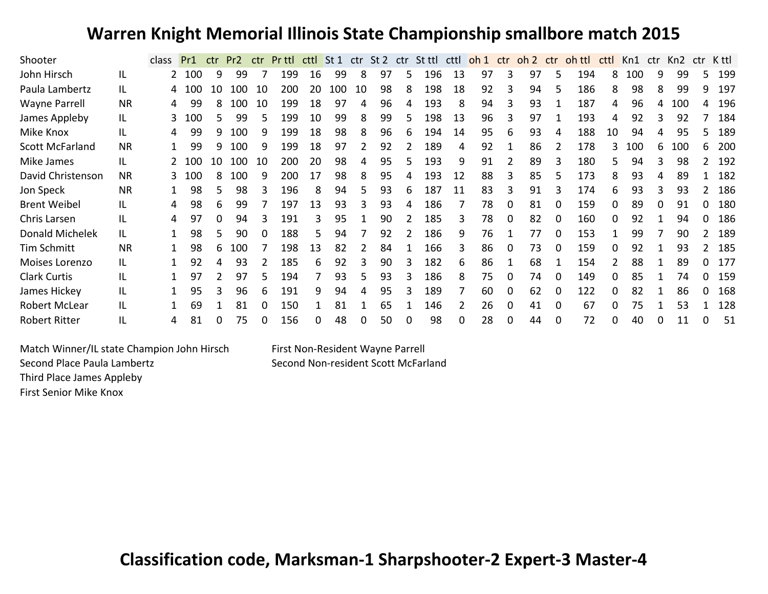# Warren Knight Memorial Illinois State Championship smallbore match 2015

| Shooter | | class | Pr1 | ctr | Pr2 | ctr | Pr ttl | cttl | St 1 | ctr | St 2 | ctr | St ttl | cttl | oh 1 | ctr | oh 2 | ctr | oh ttl | cttl | Kn1 | ctr | Kn2 | ctr | K ttl |
|---|---|---|---|---|---|---|---|---|---|---|---|---|---|---|---|---|---|---|---|---|---|---|---|---|---|
| John Hirsch | IL | 2 | 100 | 9 | 99 | 7 | 199 | 16 | 99 | 8 | 97 | 5 | 196 | 13 | 97 | 3 | 97 | 5 | 194 | 8 | 100 | 9 | 99 | 5 | 199 |
| Paula Lambertz | IL | 4 | 100 | 10 | 100 | 10 | 200 | 20 | 100 | 10 | 98 | 8 | 198 | 18 | 92 | 3 | 94 | 5 | 186 | 8 | 98 | 8 | 99 | 9 | 197 |
| Wayne Parrell | NR | 4 | 99 | 8 | 100 | 10 | 199 | 18 | 97 | 4 | 96 | 4 | 193 | 8 | 94 | 3 | 93 | 1 | 187 | 4 | 96 | 4 | 100 | 4 | 196 |
| James Appleby | IL | 3 | 100 | 5 | 99 | 5 | 199 | 10 | 99 | 8 | 99 | 5 | 198 | 13 | 96 | 3 | 97 | 1 | 193 | 4 | 92 | 3 | 92 | 7 | 184 |
| Mike Knox | IL | 4 | 99 | 9 | 100 | 9 | 199 | 18 | 98 | 8 | 96 | 6 | 194 | 14 | 95 | 6 | 93 | 4 | 188 | 10 | 94 | 4 | 95 | 5 | 189 |
| Scott McFarland | NR | 1 | 99 | 9 | 100 | 9 | 199 | 18 | 97 | 2 | 92 | 2 | 189 | 4 | 92 | 1 | 86 | 2 | 178 | 3 | 100 | 6 | 100 | 6 | 200 |
| Mike James | IL | 2 | 100 | 10 | 100 | 10 | 200 | 20 | 98 | 4 | 95 | 5 | 193 | 9 | 91 | 2 | 89 | 3 | 180 | 5 | 94 | 3 | 98 | 2 | 192 |
| David Christenson | NR | 3 | 100 | 8 | 100 | 9 | 200 | 17 | 98 | 8 | 95 | 4 | 193 | 12 | 88 | 3 | 85 | 5 | 173 | 8 | 93 | 4 | 89 | 1 | 182 |
| Jon Speck | NR | 1 | 98 | 5 | 98 | 3 | 196 | 8 | 94 | 5 | 93 | 6 | 187 | 11 | 83 | 3 | 91 | 3 | 174 | 6 | 93 | 3 | 93 | 2 | 186 |
| Brent Weibel | IL | 4 | 98 | 6 | 99 | 7 | 197 | 13 | 93 | 3 | 93 | 4 | 186 | 7 | 78 | 0 | 81 | 0 | 159 | 0 | 89 | 0 | 91 | 0 | 180 |
| Chris Larsen | IL | 4 | 97 | 0 | 94 | 3 | 191 | 3 | 95 | 1 | 90 | 2 | 185 | 3 | 78 | 0 | 82 | 0 | 160 | 0 | 92 | 1 | 94 | 0 | 186 |
| Donald Michelek | IL | 1 | 98 | 5 | 90 | 0 | 188 | 5 | 94 | 7 | 92 | 2 | 186 | 9 | 76 | 1 | 77 | 0 | 153 | 1 | 99 | 7 | 90 | 2 | 189 |
| Tim Schmitt | NR | 1 | 98 | 6 | 100 | 7 | 198 | 13 | 82 | 2 | 84 | 1 | 166 | 3 | 86 | 0 | 73 | 0 | 159 | 0 | 92 | 1 | 93 | 2 | 185 |
| Moises Lorenzo | IL | 1 | 92 | 4 | 93 | 2 | 185 | 6 | 92 | 3 | 90 | 3 | 182 | 6 | 86 | 1 | 68 | 1 | 154 | 2 | 88 | 1 | 89 | 0 | 177 |
| Clark Curtis | IL | 1 | 97 | 2 | 97 | 5 | 194 | 7 | 93 | 5 | 93 | 3 | 186 | 8 | 75 | 0 | 74 | 0 | 149 | 0 | 85 | 1 | 74 | 0 | 159 |
| James Hickey | IL | 1 | 95 | 3 | 96 | 6 | 191 | 9 | 94 | 4 | 95 | 3 | 189 | 7 | 60 | 0 | 62 | 0 | 122 | 0 | 82 | 1 | 86 | 0 | 168 |
| Robert McLear | IL | 1 | 69 | 1 | 81 | 0 | 150 | 1 | 81 | 1 | 65 | 1 | 146 | 2 | 26 | 0 | 41 | 0 | 67 | 0 | 75 | 1 | 53 | 1 | 128 |
| Robert Ritter | IL | 4 | 81 | 0 | 75 | 0 | 156 | 0 | 48 | 0 | 50 | 0 | 98 | 0 | 28 | 0 | 44 | 0 | 72 | 0 | 40 | 0 | 11 | 0 | 51 |

Match Winner/IL state Champion John Hirsch
Second Place Paula Lambertz
Third Place James Appleby
First Senior Mike Knox

First Non-Resident Wayne Parrell
Second Non-resident Scott McFarland

**Classification code, Marksman-1 Sharpshooter-2 Expert-3 Master-4**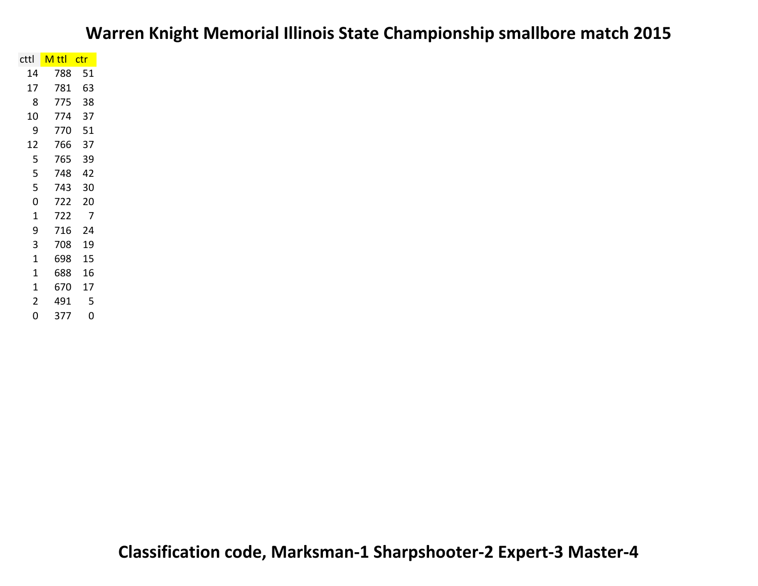# Warren Knight Memorial Illinois State Championship smallbore match 2015

| cttl | M ttl | ctr |
|---|---|---|
| 14 | 788 | 51 |
| 17 | 781 | 63 |
| 8 | 775 | 38 |
| 10 | 774 | 37 |
| 9 | 770 | 51 |
| 12 | 766 | 37 |
| 5 | 765 | 39 |
| 5 | 748 | 42 |
| 5 | 743 | 30 |
| 0 | 722 | 20 |
| 1 | 722 | 7 |
| 9 | 716 | 24 |
| 3 | 708 | 19 |
| 1 | 698 | 15 |
| 1 | 688 | 16 |
| 1 | 670 | 17 |
| 2 | 491 | 5 |
| 0 | 377 | 0 |

**Classification code, Marksman-1 Sharpshooter-2 Expert-3 Master-4**